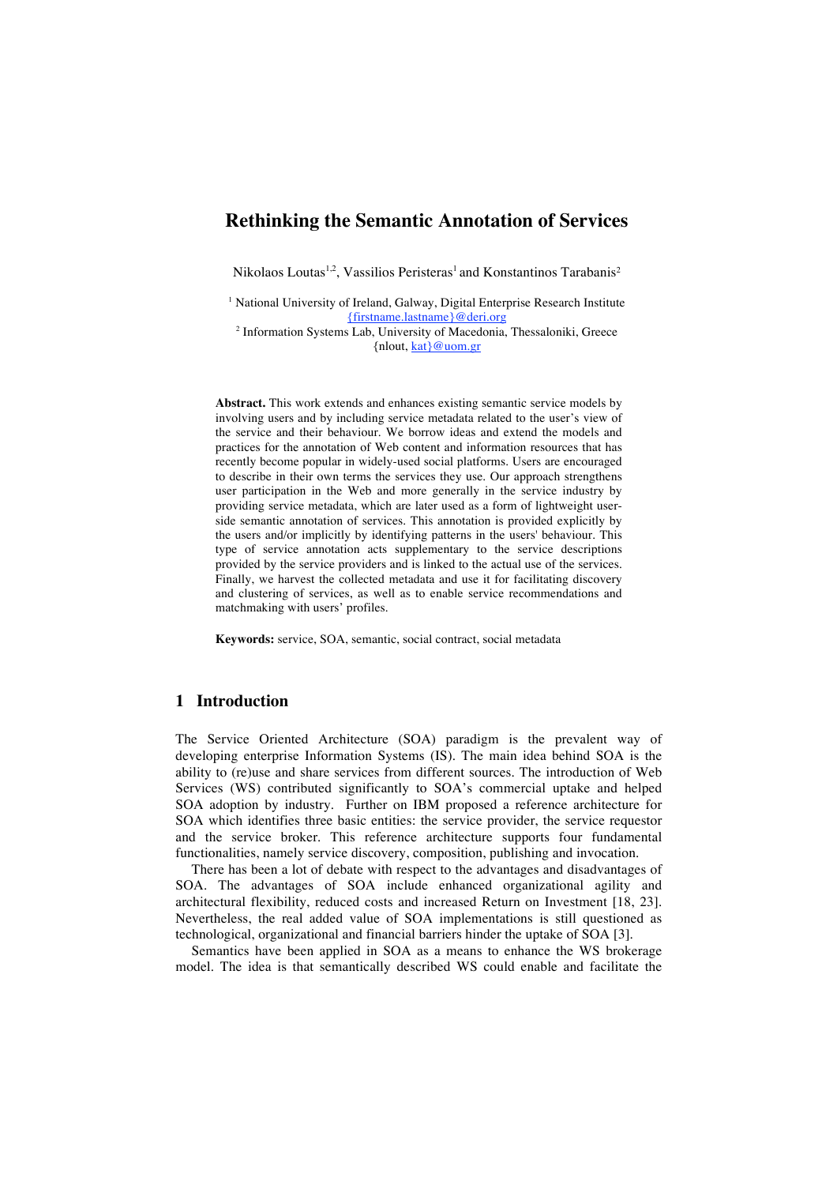# Rethinking the Semantic Annotation of Services

Nikolaos Loutas[1,2], Vassilios Peristeras[1] and Konstantinos Tarabanis[2]

[1] National University of Ireland, Galway, Digital Enterprise Research Institute
{firstname.lastname}@deri.org
[2] Information Systems Lab, University of Macedonia, Thessaloniki, Greece
{nlout, kat}@uom.gr

**Abstract.** This work extends and enhances existing semantic service models by involving users and by including service metadata related to the user's view of the service and their behaviour. We borrow ideas and extend the models and practices for the annotation of Web content and information resources that has recently become popular in widely-used social platforms. Users are encouraged to describe in their own terms the services they use. Our approach strengthens user participation in the Web and more generally in the service industry by providing service metadata, which are later used as a form of lightweight user-side semantic annotation of services. This annotation is provided explicitly by the users and/or implicitly by identifying patterns in the users' behaviour. This type of service annotation acts supplementary to the service descriptions provided by the service providers and is linked to the actual use of the services. Finally, we harvest the collected metadata and use it for facilitating discovery and clustering of services, as well as to enable service recommendations and matchmaking with users' profiles.

**Keywords:** service, SOA, semantic, social contract, social metadata

## 1 Introduction

The Service Oriented Architecture (SOA) paradigm is the prevalent way of developing enterprise Information Systems (IS). The main idea behind SOA is the ability to (re)use and share services from different sources. The introduction of Web Services (WS) contributed significantly to SOA's commercial uptake and helped SOA adoption by industry. Further on IBM proposed a reference architecture for SOA which identifies three basic entities: the service provider, the service requestor and the service broker. This reference architecture supports four fundamental functionalities, namely service discovery, composition, publishing and invocation.

There has been a lot of debate with respect to the advantages and disadvantages of SOA. The advantages of SOA include enhanced organizational agility and architectural flexibility, reduced costs and increased Return on Investment [18, 23]. Nevertheless, the real added value of SOA implementations is still questioned as technological, organizational and financial barriers hinder the uptake of SOA [3].

Semantics have been applied in SOA as a means to enhance the WS brokerage model. The idea is that semantically described WS could enable and facilitate the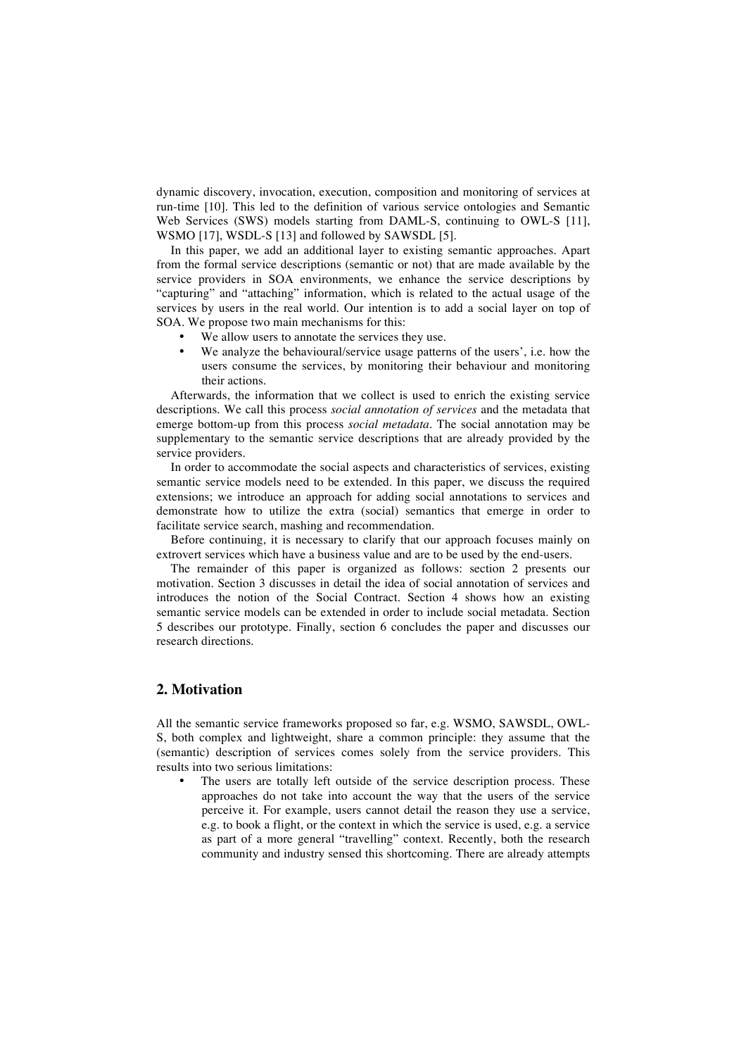dynamic discovery, invocation, execution, composition and monitoring of services at run-time [10]. This led to the definition of various service ontologies and Semantic Web Services (SWS) models starting from DAML-S, continuing to OWL-S [11], WSMO [17], WSDL-S [13] and followed by SAWSDL [5].

In this paper, we add an additional layer to existing semantic approaches. Apart from the formal service descriptions (semantic or not) that are made available by the service providers in SOA environments, we enhance the service descriptions by "capturing" and "attaching" information, which is related to the actual usage of the services by users in the real world. Our intention is to add a social layer on top of SOA. We propose two main mechanisms for this:

- We allow users to annotate the services they use.
- We analyze the behavioural/service usage patterns of the users', i.e. how the users consume the services, by monitoring their behaviour and monitoring their actions.

Afterwards, the information that we collect is used to enrich the existing service descriptions. We call this process *social annotation of services* and the metadata that emerge bottom-up from this process *social metadata*. The social annotation may be supplementary to the semantic service descriptions that are already provided by the service providers.

In order to accommodate the social aspects and characteristics of services, existing semantic service models need to be extended. In this paper, we discuss the required extensions; we introduce an approach for adding social annotations to services and demonstrate how to utilize the extra (social) semantics that emerge in order to facilitate service search, mashing and recommendation.

Before continuing, it is necessary to clarify that our approach focuses mainly on extrovert services which have a business value and are to be used by the end-users.

The remainder of this paper is organized as follows: section 2 presents our motivation. Section 3 discusses in detail the idea of social annotation of services and introduces the notion of the Social Contract. Section 4 shows how an existing semantic service models can be extended in order to include social metadata. Section 5 describes our prototype. Finally, section 6 concludes the paper and discusses our research directions.

## 2. Motivation

All the semantic service frameworks proposed so far, e.g. WSMO, SAWSDL, OWL-S, both complex and lightweight, share a common principle: they assume that the (semantic) description of services comes solely from the service providers. This results into two serious limitations:

- The users are totally left outside of the service description process. These approaches do not take into account the way that the users of the service perceive it. For example, users cannot detail the reason they use a service, e.g. to book a flight, or the context in which the service is used, e.g. a service as part of a more general "travelling" context. Recently, both the research community and industry sensed this shortcoming. There are already attempts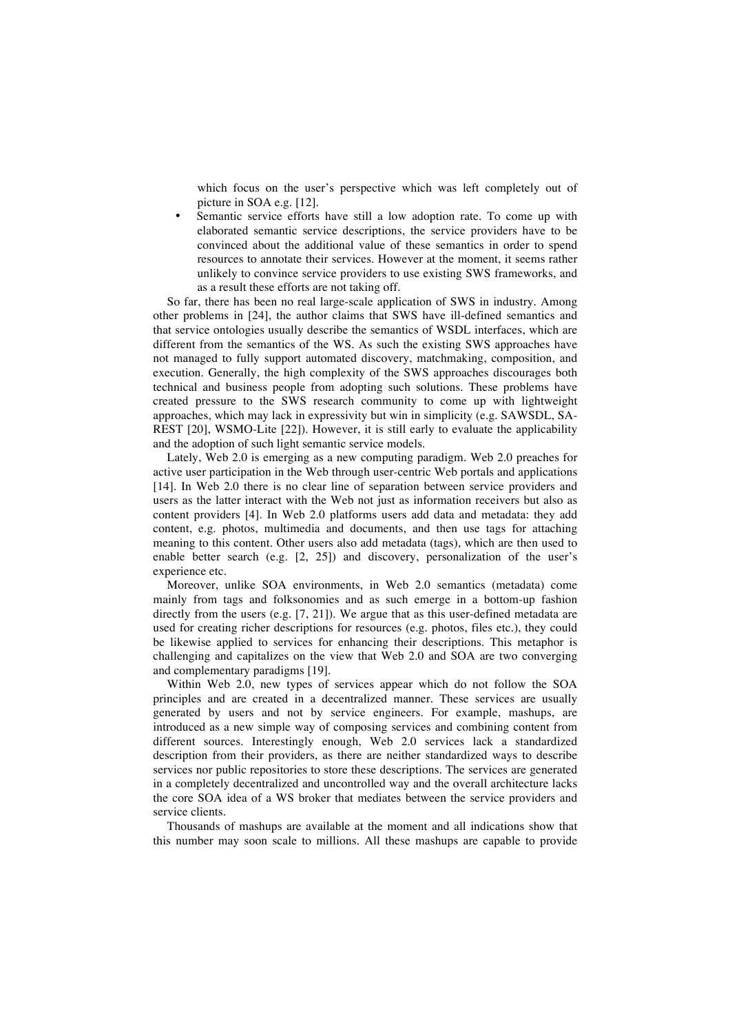which focus on the user's perspective which was left completely out of picture in SOA e.g. [12].

- Semantic service efforts have still a low adoption rate. To come up with elaborated semantic service descriptions, the service providers have to be convinced about the additional value of these semantics in order to spend resources to annotate their services. However at the moment, it seems rather unlikely to convince service providers to use existing SWS frameworks, and as a result these efforts are not taking off.

So far, there has been no real large-scale application of SWS in industry. Among other problems in [24], the author claims that SWS have ill-defined semantics and that service ontologies usually describe the semantics of WSDL interfaces, which are different from the semantics of the WS. As such the existing SWS approaches have not managed to fully support automated discovery, matchmaking, composition, and execution. Generally, the high complexity of the SWS approaches discourages both technical and business people from adopting such solutions. These problems have created pressure to the SWS research community to come up with lightweight approaches, which may lack in expressivity but win in simplicity (e.g. SAWSDL, SA-REST [20], WSMO-Lite [22]). However, it is still early to evaluate the applicability and the adoption of such light semantic service models.

Lately, Web 2.0 is emerging as a new computing paradigm. Web 2.0 preaches for active user participation in the Web through user-centric Web portals and applications [14]. In Web 2.0 there is no clear line of separation between service providers and users as the latter interact with the Web not just as information receivers but also as content providers [4]. In Web 2.0 platforms users add data and metadata: they add content, e.g. photos, multimedia and documents, and then use tags for attaching meaning to this content. Other users also add metadata (tags), which are then used to enable better search (e.g. [2, 25]) and discovery, personalization of the user's experience etc.

Moreover, unlike SOA environments, in Web 2.0 semantics (metadata) come mainly from tags and folksonomies and as such emerge in a bottom-up fashion directly from the users (e.g. [7, 21]). We argue that as this user-defined metadata are used for creating richer descriptions for resources (e.g. photos, files etc.), they could be likewise applied to services for enhancing their descriptions. This metaphor is challenging and capitalizes on the view that Web 2.0 and SOA are two converging and complementary paradigms [19].

Within Web 2.0, new types of services appear which do not follow the SOA principles and are created in a decentralized manner. These services are usually generated by users and not by service engineers. For example, mashups, are introduced as a new simple way of composing services and combining content from different sources. Interestingly enough, Web 2.0 services lack a standardized description from their providers, as there are neither standardized ways to describe services nor public repositories to store these descriptions. The services are generated in a completely decentralized and uncontrolled way and the overall architecture lacks the core SOA idea of a WS broker that mediates between the service providers and service clients.

Thousands of mashups are available at the moment and all indications show that this number may soon scale to millions. All these mashups are capable to provide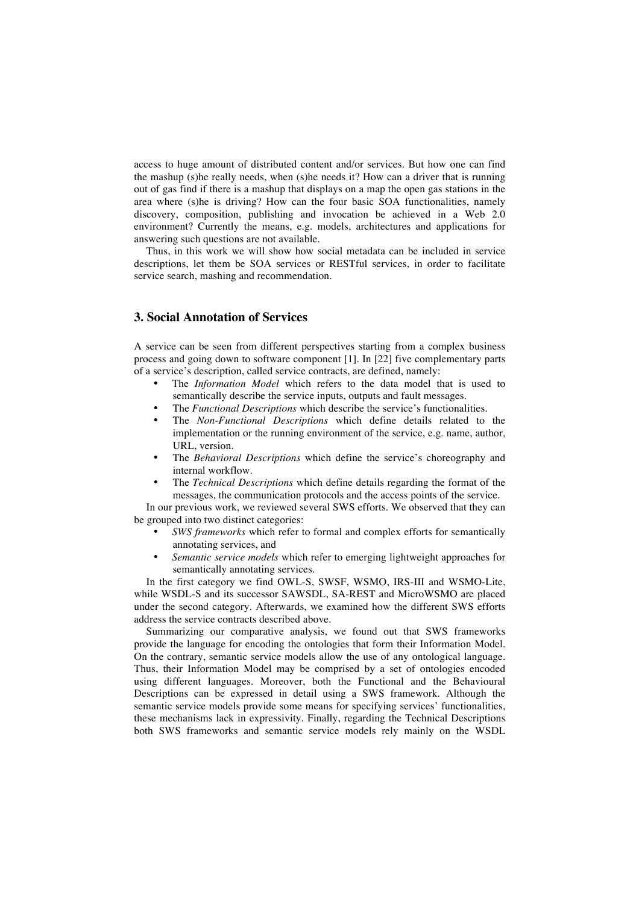access to huge amount of distributed content and/or services. But how one can find the mashup (s)he really needs, when (s)he needs it? How can a driver that is running out of gas find if there is a mashup that displays on a map the open gas stations in the area where (s)he is driving? How can the four basic SOA functionalities, namely discovery, composition, publishing and invocation be achieved in a Web 2.0 environment? Currently the means, e.g. models, architectures and applications for answering such questions are not available.

Thus, in this work we will show how social metadata can be included in service descriptions, let them be SOA services or RESTful services, in order to facilitate service search, mashing and recommendation.

## 3. Social Annotation of Services

A service can be seen from different perspectives starting from a complex business process and going down to software component [1]. In [22] five complementary parts of a service's description, called service contracts, are defined, namely:

- The *Information Model* which refers to the data model that is used to semantically describe the service inputs, outputs and fault messages.
- The *Functional Descriptions* which describe the service's functionalities.
- The *Non-Functional Descriptions* which define details related to the implementation or the running environment of the service, e.g. name, author, URL, version.
- The *Behavioral Descriptions* which define the service's choreography and internal workflow.
- The *Technical Descriptions* which define details regarding the format of the messages, the communication protocols and the access points of the service.

In our previous work, we reviewed several SWS efforts. We observed that they can be grouped into two distinct categories:

- *SWS frameworks* which refer to formal and complex efforts for semantically annotating services, and
- *Semantic service models* which refer to emerging lightweight approaches for semantically annotating services.

In the first category we find OWL-S, SWSF, WSMO, IRS-III and WSMO-Lite, while WSDL-S and its successor SAWSDL, SA-REST and MicroWSMO are placed under the second category. Afterwards, we examined how the different SWS efforts address the service contracts described above.

Summarizing our comparative analysis, we found out that SWS frameworks provide the language for encoding the ontologies that form their Information Model. On the contrary, semantic service models allow the use of any ontological language. Thus, their Information Model may be comprised by a set of ontologies encoded using different languages. Moreover, both the Functional and the Behavioural Descriptions can be expressed in detail using a SWS framework. Although the semantic service models provide some means for specifying services' functionalities, these mechanisms lack in expressivity. Finally, regarding the Technical Descriptions both SWS frameworks and semantic service models rely mainly on the WSDL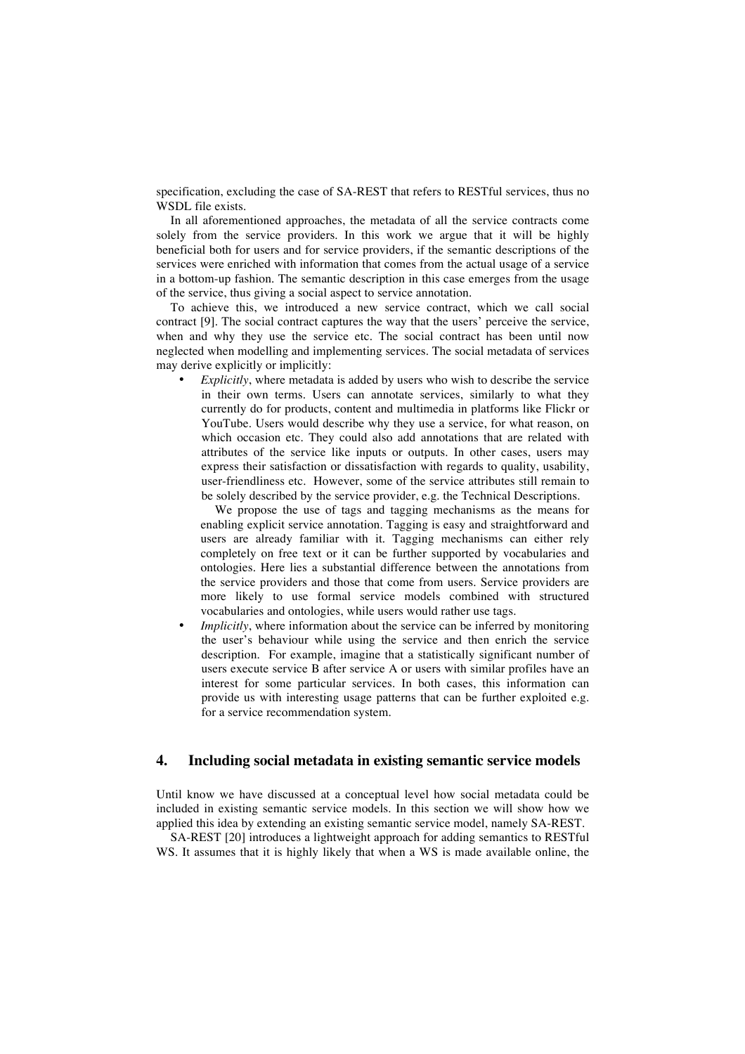specification, excluding the case of SA-REST that refers to RESTful services, thus no WSDL file exists.

In all aforementioned approaches, the metadata of all the service contracts come solely from the service providers. In this work we argue that it will be highly beneficial both for users and for service providers, if the semantic descriptions of the services were enriched with information that comes from the actual usage of a service in a bottom-up fashion. The semantic description in this case emerges from the usage of the service, thus giving a social aspect to service annotation.

To achieve this, we introduced a new service contract, which we call social contract [9]. The social contract captures the way that the users' perceive the service, when and why they use the service etc. The social contract has been until now neglected when modelling and implementing services. The social metadata of services may derive explicitly or implicitly:

- *Explicitly*, where metadata is added by users who wish to describe the service in their own terms. Users can annotate services, similarly to what they currently do for products, content and multimedia in platforms like Flickr or YouTube. Users would describe why they use a service, for what reason, on which occasion etc. They could also add annotations that are related with attributes of the service like inputs or outputs. In other cases, users may express their satisfaction or dissatisfaction with regards to quality, usability, user-friendliness etc. However, some of the service attributes still remain to be solely described by the service provider, e.g. the Technical Descriptions.

  We propose the use of tags and tagging mechanisms as the means for enabling explicit service annotation. Tagging is easy and straightforward and users are already familiar with it. Tagging mechanisms can either rely completely on free text or it can be further supported by vocabularies and ontologies. Here lies a substantial difference between the annotations from the service providers and those that come from users. Service providers are more likely to use formal service models combined with structured vocabularies and ontologies, while users would rather use tags.
- *Implicitly*, where information about the service can be inferred by monitoring the user's behaviour while using the service and then enrich the service description. For example, imagine that a statistically significant number of users execute service B after service A or users with similar profiles have an interest for some particular services. In both cases, this information can provide us with interesting usage patterns that can be further exploited e.g. for a service recommendation system.

## 4. Including social metadata in existing semantic service models

Until know we have discussed at a conceptual level how social metadata could be included in existing semantic service models. In this section we will show how we applied this idea by extending an existing semantic service model, namely SA-REST.

SA-REST [20] introduces a lightweight approach for adding semantics to RESTful WS. It assumes that it is highly likely that when a WS is made available online, the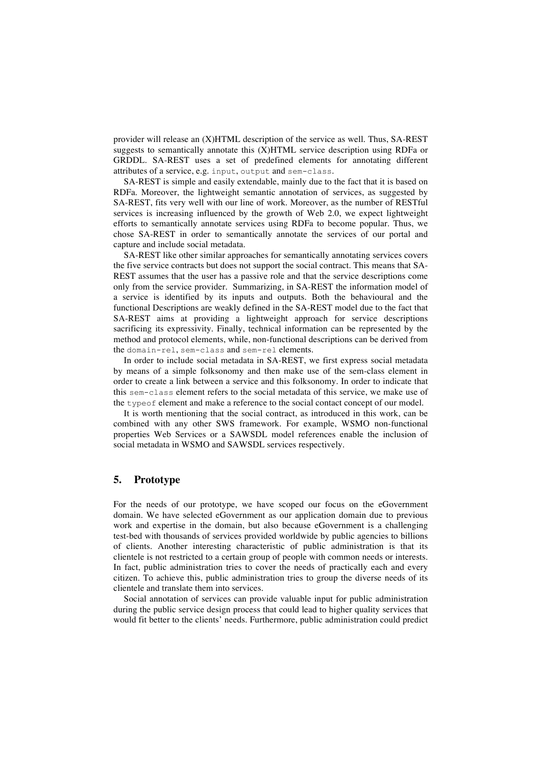provider will release an (X)HTML description of the service as well. Thus, SA-REST suggests to semantically annotate this (X)HTML service description using RDFa or GRDDL. SA-REST uses a set of predefined elements for annotating different attributes of a service, e.g. `input`, `output` and `sem-class`.

SA-REST is simple and easily extendable, mainly due to the fact that it is based on RDFa. Moreover, the lightweight semantic annotation of services, as suggested by SA-REST, fits very well with our line of work. Moreover, as the number of RESTful services is increasing influenced by the growth of Web 2.0, we expect lightweight efforts to semantically annotate services using RDFa to become popular. Thus, we chose SA-REST in order to semantically annotate the services of our portal and capture and include social metadata.

SA-REST like other similar approaches for semantically annotating services covers the five service contracts but does not support the social contract. This means that SA-REST assumes that the user has a passive role and that the service descriptions come only from the service provider. Summarizing, in SA-REST the information model of a service is identified by its inputs and outputs. Both the behavioural and the functional Descriptions are weakly defined in the SA-REST model due to the fact that SA-REST aims at providing a lightweight approach for service descriptions sacrificing its expressivity. Finally, technical information can be represented by the method and protocol elements, while, non-functional descriptions can be derived from the `domain-rel`, `sem-class` and `sem-rel` elements.

In order to include social metadata in SA-REST, we first express social metadata by means of a simple folksonomy and then make use of the sem-class element in order to create a link between a service and this folksonomy. In order to indicate that this `sem-class` element refers to the social metadata of this service, we make use of the `typeof` element and make a reference to the social contact concept of our model.

It is worth mentioning that the social contract, as introduced in this work, can be combined with any other SWS framework. For example, WSMO non-functional properties Web Services or a SAWSDL model references enable the inclusion of social metadata in WSMO and SAWSDL services respectively.

## 5. Prototype

For the needs of our prototype, we have scoped our focus on the eGovernment domain. We have selected eGovernment as our application domain due to previous work and expertise in the domain, but also because eGovernment is a challenging test-bed with thousands of services provided worldwide by public agencies to billions of clients. Another interesting characteristic of public administration is that its clientele is not restricted to a certain group of people with common needs or interests. In fact, public administration tries to cover the needs of practically each and every citizen. To achieve this, public administration tries to group the diverse needs of its clientele and translate them into services.

Social annotation of services can provide valuable input for public administration during the public service design process that could lead to higher quality services that would fit better to the clients' needs. Furthermore, public administration could predict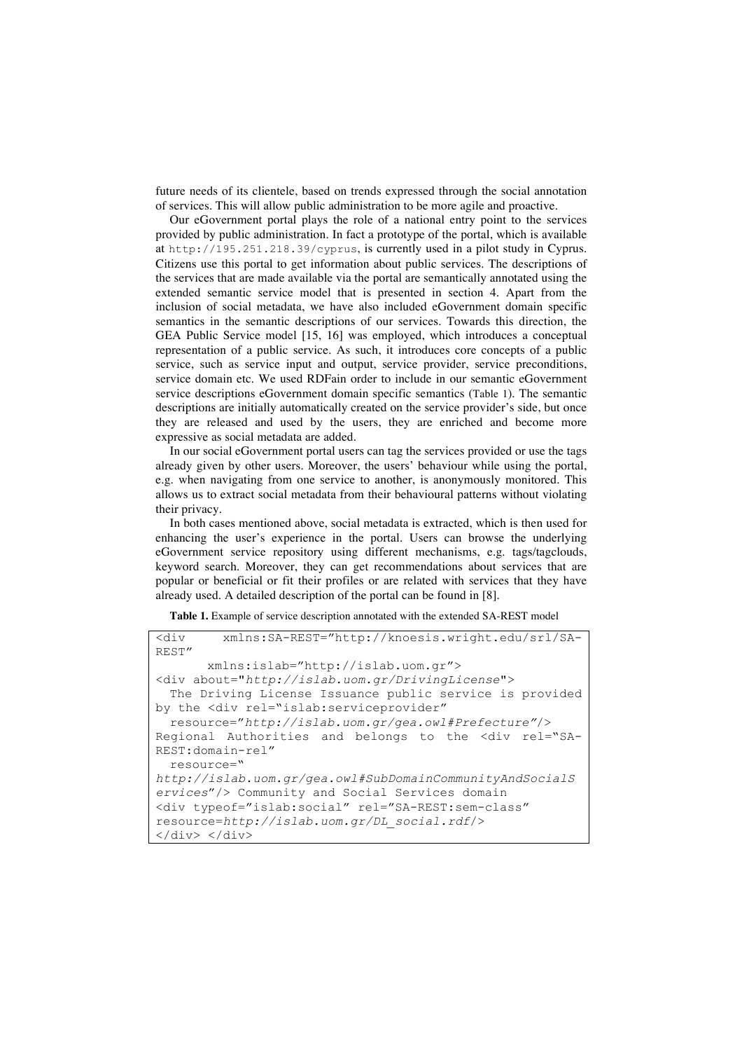future needs of its clientele, based on trends expressed through the social annotation of services. This will allow public administration to be more agile and proactive.

Our eGovernment portal plays the role of a national entry point to the services provided by public administration. In fact a prototype of the portal, which is available at `http://195.251.218.39/cyprus`, is currently used in a pilot study in Cyprus. Citizens use this portal to get information about public services. The descriptions of the services that are made available via the portal are semantically annotated using the extended semantic service model that is presented in section 4. Apart from the inclusion of social metadata, we have also included eGovernment domain specific semantics in the semantic descriptions of our services. Towards this direction, the GEA Public Service model [15, 16] was employed, which introduces a conceptual representation of a public service. As such, it introduces core concepts of a public service, such as service input and output, service provider, service preconditions, service domain etc. We used RDFain order to include in our semantic eGovernment service descriptions eGovernment domain specific semantics (Table 1). The semantic descriptions are initially automatically created on the service provider's side, but once they are released and used by the users, they are enriched and become more expressive as social metadata are added.

In our social eGovernment portal users can tag the services provided or use the tags already given by other users. Moreover, the users' behaviour while using the portal, e.g. when navigating from one service to another, is anonymously monitored. This allows us to extract social metadata from their behavioural patterns without violating their privacy.

In both cases mentioned above, social metadata is extracted, which is then used for enhancing the user's experience in the portal. Users can browse the underlying eGovernment service repository using different mechanisms, e.g. tags/tagclouds, keyword search. Moreover, they can get recommendations about services that are popular or beneficial or fit their profiles or are related with services that they have already used. A detailed description of the portal can be found in [8].

**Table 1.** Example of service description annotated with the extended SA-REST model

```
<div     xmlns:SA-REST="http://knoesis.wright.edu/srl/SA-REST"
       xmlns:islab="http://islab.uom.gr">
<div about="http://islab.uom.gr/DrivingLicense">
  The Driving License Issuance public service is provided by the <div rel="islab:serviceprovider"
  resource="http://islab.uom.gr/gea.owl#Prefecture"/>
Regional Authorities and belongs to the <div rel="SA-REST:domain-rel"
  resource="
http://islab.uom.gr/gea.owl#SubDomainCommunityAndSocialServices"/> Community and Social Services domain
<div typeof="islab:social" rel="SA-REST:sem-class"
resource=http://islab.uom.gr/DL_social.rdf/>
</div> </div>
```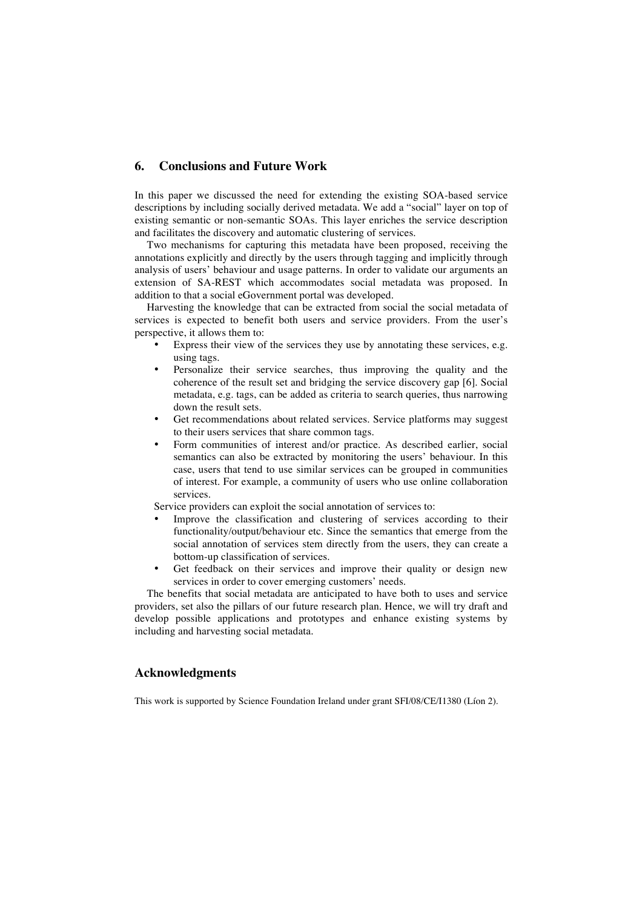## 6. Conclusions and Future Work

In this paper we discussed the need for extending the existing SOA-based service descriptions by including socially derived metadata. We add a "social" layer on top of existing semantic or non-semantic SOAs. This layer enriches the service description and facilitates the discovery and automatic clustering of services.

Two mechanisms for capturing this metadata have been proposed, receiving the annotations explicitly and directly by the users through tagging and implicitly through analysis of users' behaviour and usage patterns. In order to validate our arguments an extension of SA-REST which accommodates social metadata was proposed. In addition to that a social eGovernment portal was developed.

Harvesting the knowledge that can be extracted from social the social metadata of services is expected to benefit both users and service providers. From the user's perspective, it allows them to:

- Express their view of the services they use by annotating these services, e.g. using tags.
- Personalize their service searches, thus improving the quality and the coherence of the result set and bridging the service discovery gap [6]. Social metadata, e.g. tags, can be added as criteria to search queries, thus narrowing down the result sets.
- Get recommendations about related services. Service platforms may suggest to their users services that share common tags.
- Form communities of interest and/or practice. As described earlier, social semantics can also be extracted by monitoring the users' behaviour. In this case, users that tend to use similar services can be grouped in communities of interest. For example, a community of users who use online collaboration services.

Service providers can exploit the social annotation of services to:

- Improve the classification and clustering of services according to their functionality/output/behaviour etc. Since the semantics that emerge from the social annotation of services stem directly from the users, they can create a bottom-up classification of services.
- Get feedback on their services and improve their quality or design new services in order to cover emerging customers' needs.

The benefits that social metadata are anticipated to have both to uses and service providers, set also the pillars of our future research plan. Hence, we will try draft and develop possible applications and prototypes and enhance existing systems by including and harvesting social metadata.

## Acknowledgments

This work is supported by Science Foundation Ireland under grant SFI/08/CE/I1380 (Líon 2).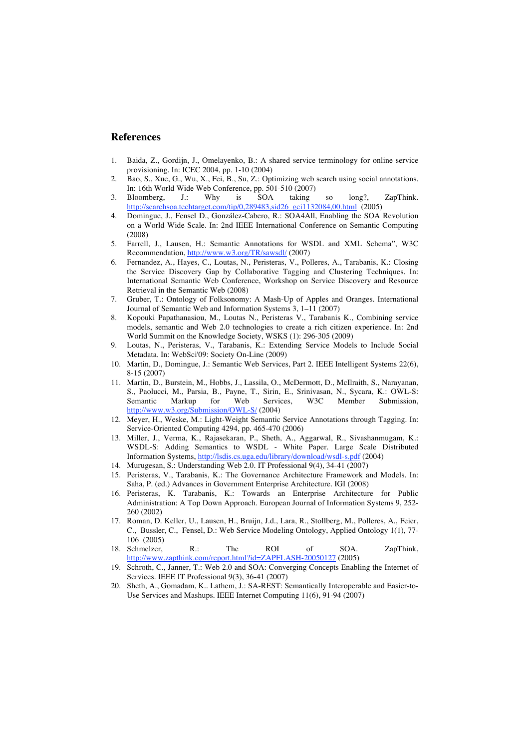## References

1. Baida, Z., Gordijn, J., Omelayenko, B.: A shared service terminology for online service provisioning. In: ICEC 2004, pp. 1-10 (2004)
2. Bao, S., Xue, G., Wu, X., Fei, B., Su, Z.: Optimizing web search using social annotations. In: 16th World Wide Web Conference, pp. 501-510 (2007)
3. Bloomberg, J.: Why is SOA taking so long?, ZapThink. http://searchsoa.techtarget.com/tip/0,289483,sid26_gci1132084,00.html (2005)
4. Domingue, J., Fensel D., González-Cabero, R.: SOA4All, Enabling the SOA Revolution on a World Wide Scale. In: 2nd IEEE International Conference on Semantic Computing (2008)
5. Farrell, J., Lausen, H.: Semantic Annotations for WSDL and XML Schema", W3C Recommendation, http://www.w3.org/TR/sawsdl/ (2007)
6. Fernandez, A., Hayes, C., Loutas, N., Peristeras, V., Polleres, A., Tarabanis, K.: Closing the Service Discovery Gap by Collaborative Tagging and Clustering Techniques. In: International Semantic Web Conference, Workshop on Service Discovery and Resource Retrieval in the Semantic Web (2008)
7. Gruber, T.: Ontology of Folksonomy: A Mash-Up of Apples and Oranges. International Journal of Semantic Web and Information Systems 3, 1–11 (2007)
8. Kopouki Papathanasiou, M., Loutas N., Peristeras V., Tarabanis K., Combining service models, semantic and Web 2.0 technologies to create a rich citizen experience. In: 2nd World Summit on the Knowledge Society, WSKS (1): 296-305 (2009)
9. Loutas, N., Peristeras, V., Tarabanis, K.: Extending Service Models to Include Social Metadata. In: WebSci'09: Society On-Line (2009)
10. Martin, D., Domingue, J.: Semantic Web Services, Part 2. IEEE Intelligent Systems 22(6), 8-15 (2007)
11. Martin, D., Burstein, M., Hobbs, J., Lassila, O., McDermott, D., McIlraith, S., Narayanan, S., Paolucci, M., Parsia, B., Payne, T., Sirin, E., Srinivasan, N., Sycara, K.: OWL-S: Semantic Markup for Web Services, W3C Member Submission, http://www.w3.org/Submission/OWL-S/ (2004)
12. Meyer, H., Weske, M.: Light-Weight Semantic Service Annotations through Tagging. In: Service-Oriented Computing 4294, pp. 465-470 (2006)
13. Miller, J., Verma, K., Rajasekaran, P., Sheth, A., Aggarwal, R., Sivashanmugam, K.: WSDL-S: Adding Semantics to WSDL - White Paper. Large Scale Distributed Information Systems, http://lsdis.cs.uga.edu/library/download/wsdl-s.pdf (2004)
14. Murugesan, S.: Understanding Web 2.0. IT Professional 9(4), 34-41 (2007)
15. Peristeras, V., Tarabanis, K.: The Governance Architecture Framework and Models. In: Saha, P. (ed.) Advances in Government Enterprise Architecture. IGI (2008)
16. Peristeras, K. Tarabanis, K.: Towards an Enterprise Architecture for Public Administration: A Top Down Approach. European Journal of Information Systems 9, 252-260 (2002)
17. Roman, D. Keller, U., Lausen, H., Bruijn, J.d., Lara, R., Stollberg, M., Polleres, A., Feier, C., Bussler, C., Fensel, D.: Web Service Modeling Ontology, Applied Ontology 1(1), 77-106 (2005)
18. Schmelzer, R.: The ROI of SOA. ZapThink, http://www.zapthink.com/report.html?id=ZAPFLASH-20050127 (2005)
19. Schroth, C., Janner, T.: Web 2.0 and SOA: Converging Concepts Enabling the Internet of Services. IEEE IT Professional 9(3), 36-41 (2007)
20. Sheth, A., Gomadam, K.. Lathem, J.: SA-REST: Semantically Interoperable and Easier-to-Use Services and Mashups. IEEE Internet Computing 11(6), 91-94 (2007)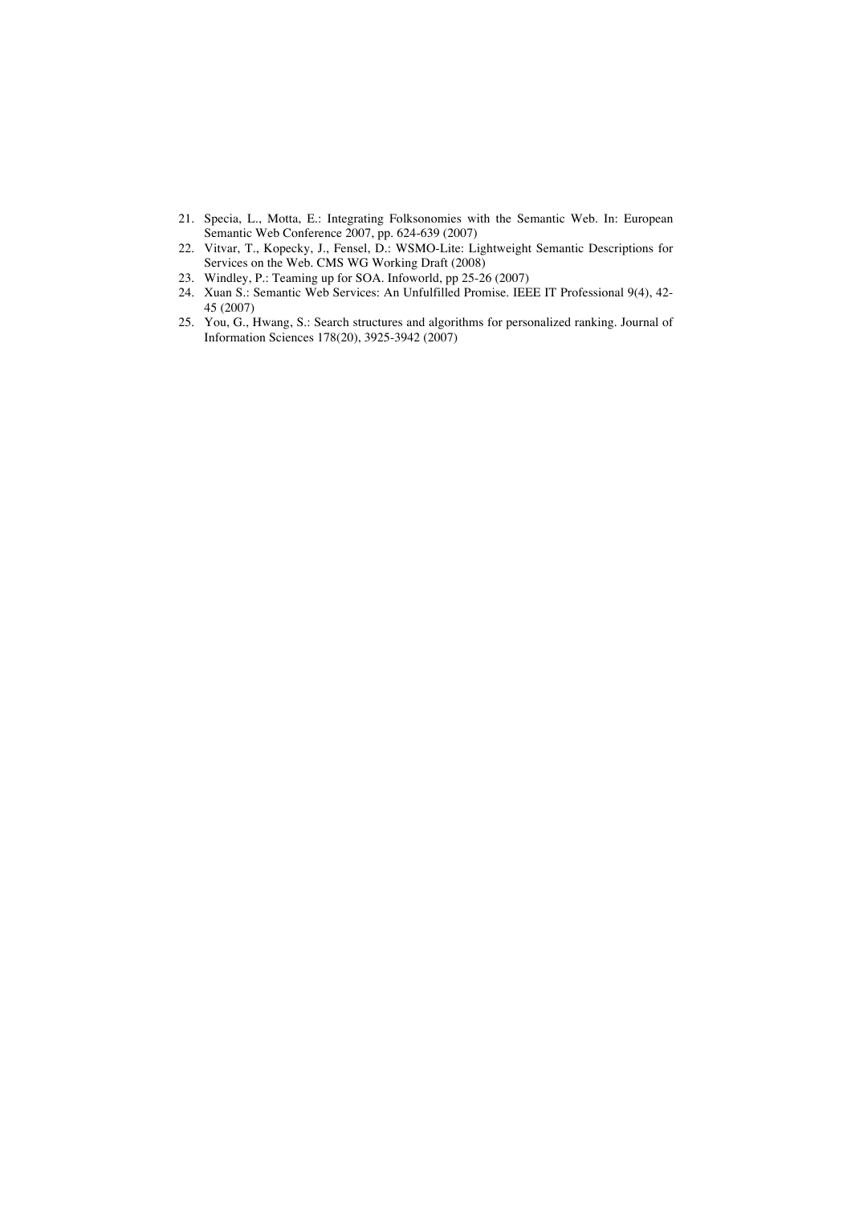21. Specia, L., Motta, E.: Integrating Folksonomies with the Semantic Web. In: European Semantic Web Conference 2007, pp. 624-639 (2007)
22. Vitvar, T., Kopecky, J., Fensel, D.: WSMO-Lite: Lightweight Semantic Descriptions for Services on the Web. CMS WG Working Draft (2008)
23. Windley, P.: Teaming up for SOA. Infoworld, pp 25-26 (2007)
24. Xuan S.: Semantic Web Services: An Unfulfilled Promise. IEEE IT Professional 9(4), 42-45 (2007)
25. You, G., Hwang, S.: Search structures and algorithms for personalized ranking. Journal of Information Sciences 178(20), 3925-3942 (2007)